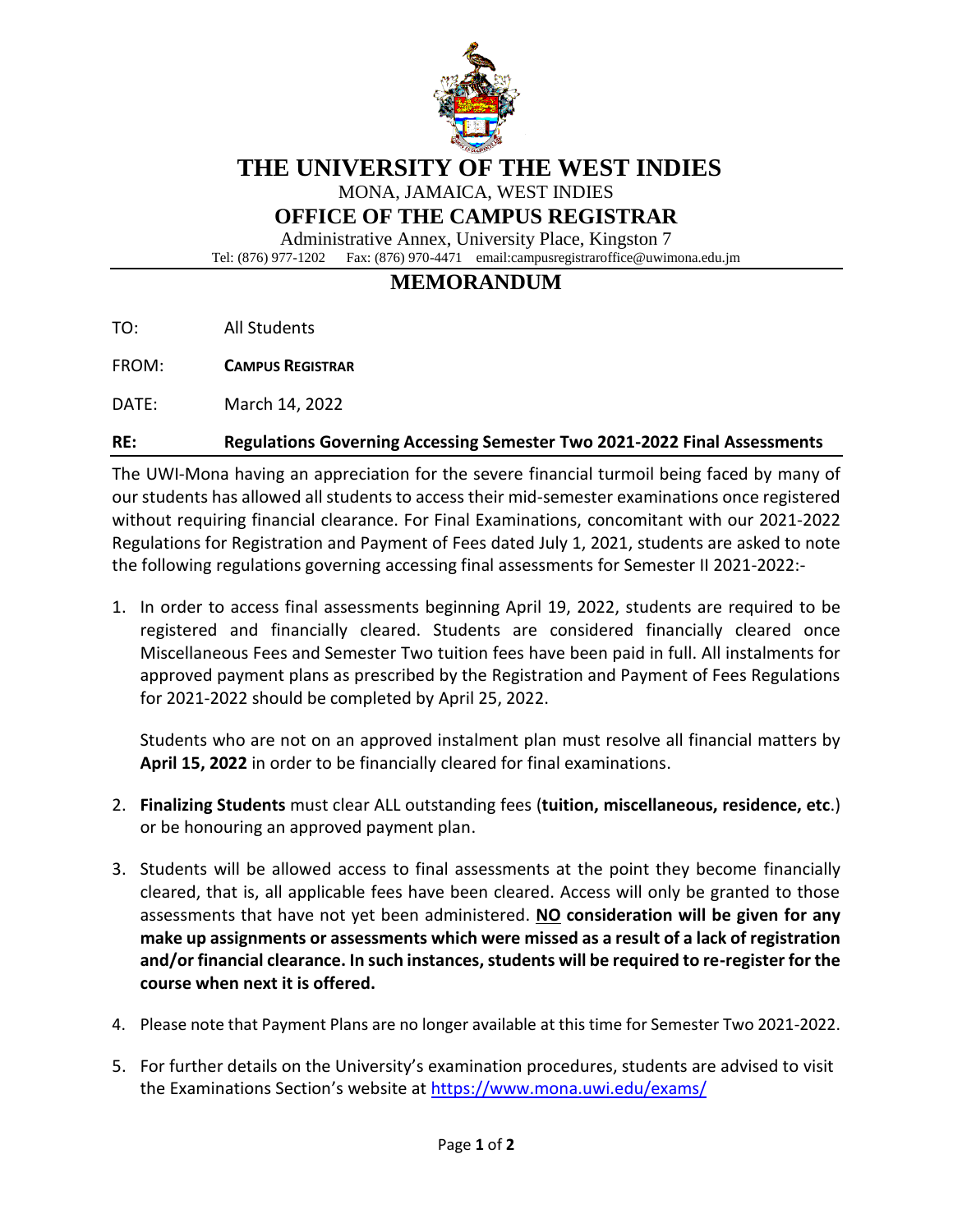# THE UNIVERSITY OF THE WEST INDIES

MONA, JAMAICA, WEST INDIES

## OFFICE OF THE CAMPUS REGISTRAR

Administrative Annex, University Place, Kingston 7

Tel: (876) 977-1202  Fax: (876) 970-4471  email:campusregistraroffice@uwimona.edu.jm

## MEMORANDUM

TO: All Students

FROM: **CAMPUS REGISTRAR**

DATE: March 14, 2022

**RE: Regulations Governing Accessing Semester Two 2021-2022 Final Assessments**

The UWI-Mona having an appreciation for the severe financial turmoil being faced by many of our students has allowed all students to access their mid-semester examinations once registered without requiring financial clearance. For Final Examinations, concomitant with our 2021-2022 Regulations for Registration and Payment of Fees dated July 1, 2021, students are asked to note the following regulations governing accessing final assessments for Semester II 2021-2022:-

1. In order to access final assessments beginning April 19, 2022, students are required to be registered and financially cleared. Students are considered financially cleared once Miscellaneous Fees and Semester Two tuition fees have been paid in full. All instalments for approved payment plans as prescribed by the Registration and Payment of Fees Regulations for 2021-2022 should be completed by April 25, 2022.

   Students who are not on an approved instalment plan must resolve all financial matters by **April 15, 2022** in order to be financially cleared for final examinations.

2. **Finalizing Students** must clear ALL outstanding fees (**tuition, miscellaneous, residence, etc**.) or be honouring an approved payment plan.

3. Students will be allowed access to final assessments at the point they become financially cleared, that is, all applicable fees have been cleared. Access will only be granted to those assessments that have not yet been administered. **NO consideration will be given for any make up assignments or assessments which were missed as a result of a lack of registration and/or financial clearance. In such instances, students will be required to re-register for the course when next it is offered.**

4. Please note that Payment Plans are no longer available at this time for Semester Two 2021-2022.

5. For further details on the University's examination procedures, students are advised to visit the Examinations Section's website at https://www.mona.uwi.edu/exams/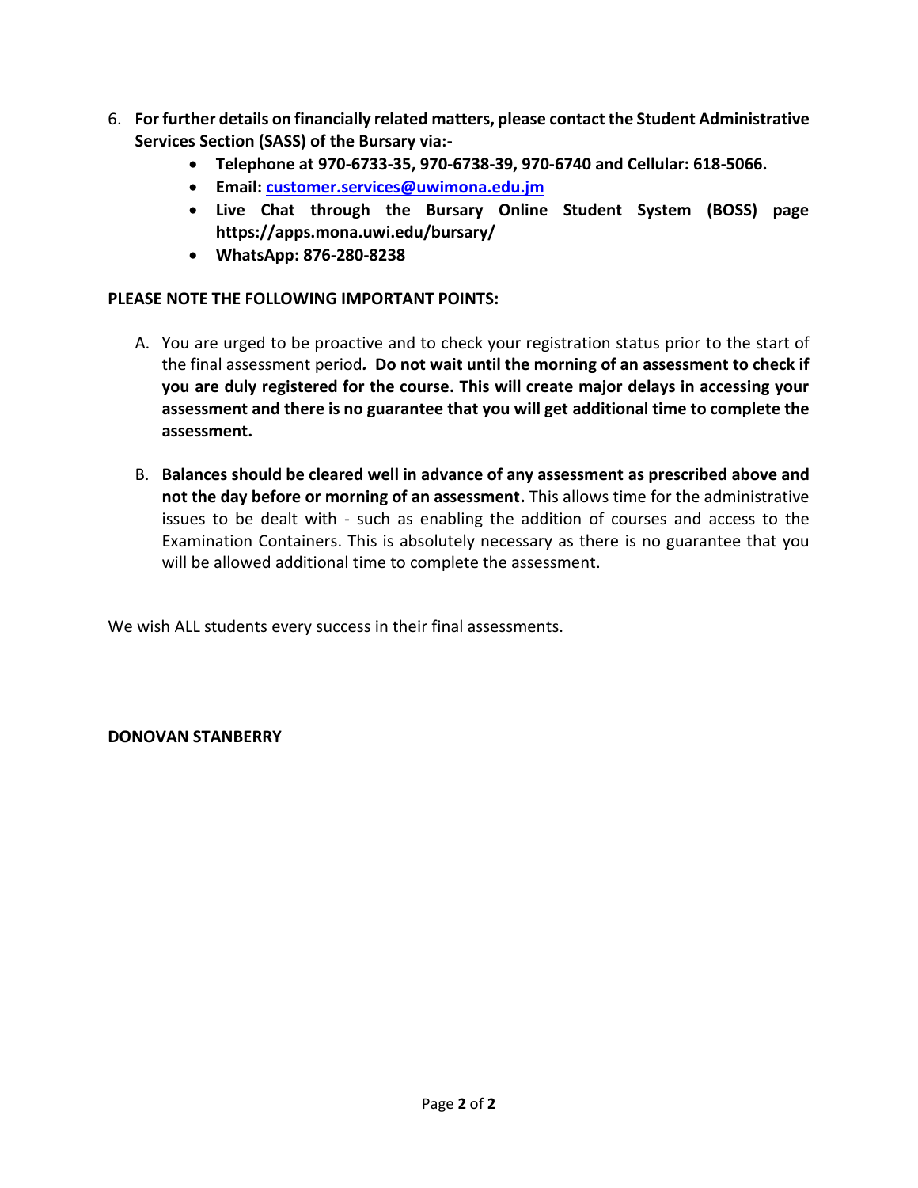6. **For further details on financially related matters, please contact the Student Administrative Services Section (SASS) of the Bursary via:-**
    - **Telephone at 970-6733-35, 970-6738-39, 970-6740 and Cellular: 618-5066.**
    - **Email: [customer.services@uwimona.edu.jm](mailto:customer.services@uwimona.edu.jm)**
    - **Live Chat through the Bursary Online Student System (BOSS) page https://apps.mona.uwi.edu/bursary/**
    - **WhatsApp: 876-280-8238**

**PLEASE NOTE THE FOLLOWING IMPORTANT POINTS:**

A. You are urged to be proactive and to check your registration status prior to the start of the final assessment period***.*** **Do not wait until the morning of an assessment to check if you are duly registered for the course. This will create major delays in accessing your assessment and there is no guarantee that you will get additional time to complete the assessment.**

B. **Balances should be cleared well in advance of any assessment as prescribed above and not the day before or morning of an assessment.** This allows time for the administrative issues to be dealt with - such as enabling the addition of courses and access to the Examination Containers. This is absolutely necessary as there is no guarantee that you will be allowed additional time to complete the assessment.

We wish ALL students every success in their final assessments.

**DONOVAN STANBERRY**